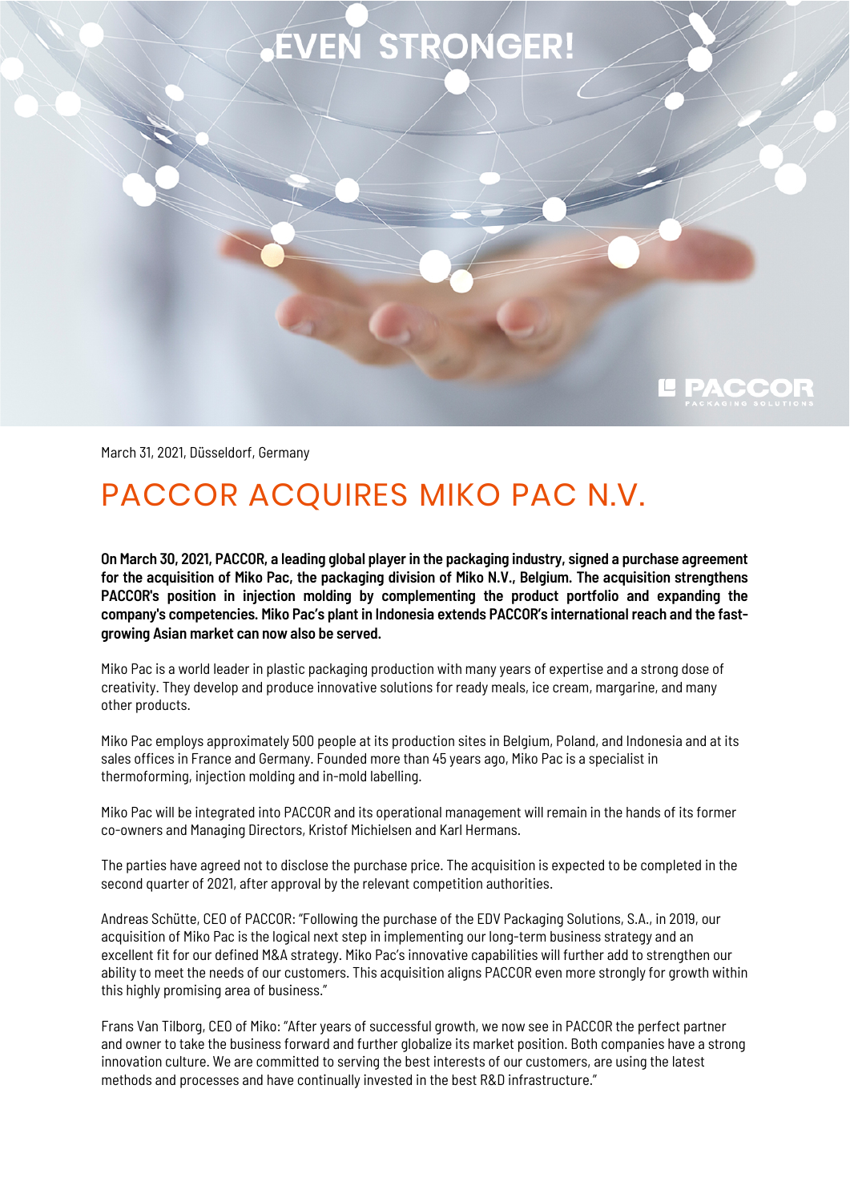EVEN STRONGER!

PACCOR
PACKAGING SOLUTIONS

March 31, 2021, Düsseldorf, Germany

# PACCOR ACQUIRES MIKO PAC N.V.

**On March 30, 2021, PACCOR, a leading global player in the packaging industry, signed a purchase agreement for the acquisition of Miko Pac, the packaging division of Miko N.V., Belgium. The acquisition strengthens PACCOR's position in injection molding by complementing the product portfolio and expanding the company's competencies. Miko Pac's plant in Indonesia extends PACCOR's international reach and the fast-growing Asian market can now also be served.**

Miko Pac is a world leader in plastic packaging production with many years of expertise and a strong dose of creativity. They develop and produce innovative solutions for ready meals, ice cream, margarine, and many other products.

Miko Pac employs approximately 500 people at its production sites in Belgium, Poland, and Indonesia and at its sales offices in France and Germany. Founded more than 45 years ago, Miko Pac is a specialist in thermoforming, injection molding and in-mold labelling.

Miko Pac will be integrated into PACCOR and its operational management will remain in the hands of its former co-owners and Managing Directors, Kristof Michielsen and Karl Hermans.

The parties have agreed not to disclose the purchase price. The acquisition is expected to be completed in the second quarter of 2021, after approval by the relevant competition authorities.

Andreas Schütte, CEO of PACCOR: "Following the purchase of the EDV Packaging Solutions, S.A., in 2019, our acquisition of Miko Pac is the logical next step in implementing our long-term business strategy and an excellent fit for our defined M&A strategy. Miko Pac's innovative capabilities will further add to strengthen our ability to meet the needs of our customers. This acquisition aligns PACCOR even more strongly for growth within this highly promising area of business."

Frans Van Tilborg, CEO of Miko: "After years of successful growth, we now see in PACCOR the perfect partner and owner to take the business forward and further globalize its market position. Both companies have a strong innovation culture. We are committed to serving the best interests of our customers, are using the latest methods and processes and have continually invested in the best R&D infrastructure."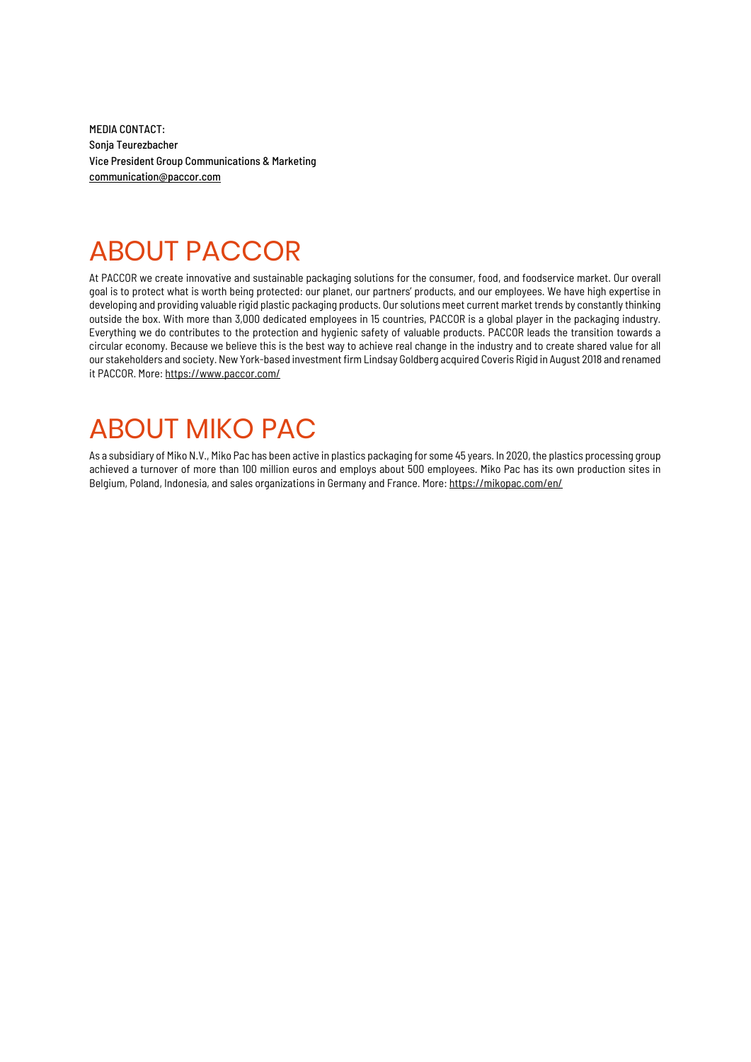MEDIA CONTACT:
Sonja Teurezbacher
Vice President Group Communications & Marketing
communication@paccor.com

# ABOUT PACCOR

At PACCOR we create innovative and sustainable packaging solutions for the consumer, food, and foodservice market. Our overall goal is to protect what is worth being protected: our planet, our partners' products, and our employees. We have high expertise in developing and providing valuable rigid plastic packaging products. Our solutions meet current market trends by constantly thinking outside the box. With more than 3,000 dedicated employees in 15 countries, PACCOR is a global player in the packaging industry. Everything we do contributes to the protection and hygienic safety of valuable products. PACCOR leads the transition towards a circular economy. Because we believe this is the best way to achieve real change in the industry and to create shared value for all our stakeholders and society. New York-based investment firm Lindsay Goldberg acquired Coveris Rigid in August 2018 and renamed it PACCOR. More: https://www.paccor.com/

# ABOUT MIKO PAC

As a subsidiary of Miko N.V., Miko Pac has been active in plastics packaging for some 45 years. In 2020, the plastics processing group achieved a turnover of more than 100 million euros and employs about 500 employees. Miko Pac has its own production sites in Belgium, Poland, Indonesia, and sales organizations in Germany and France. More: https://mikopac.com/en/